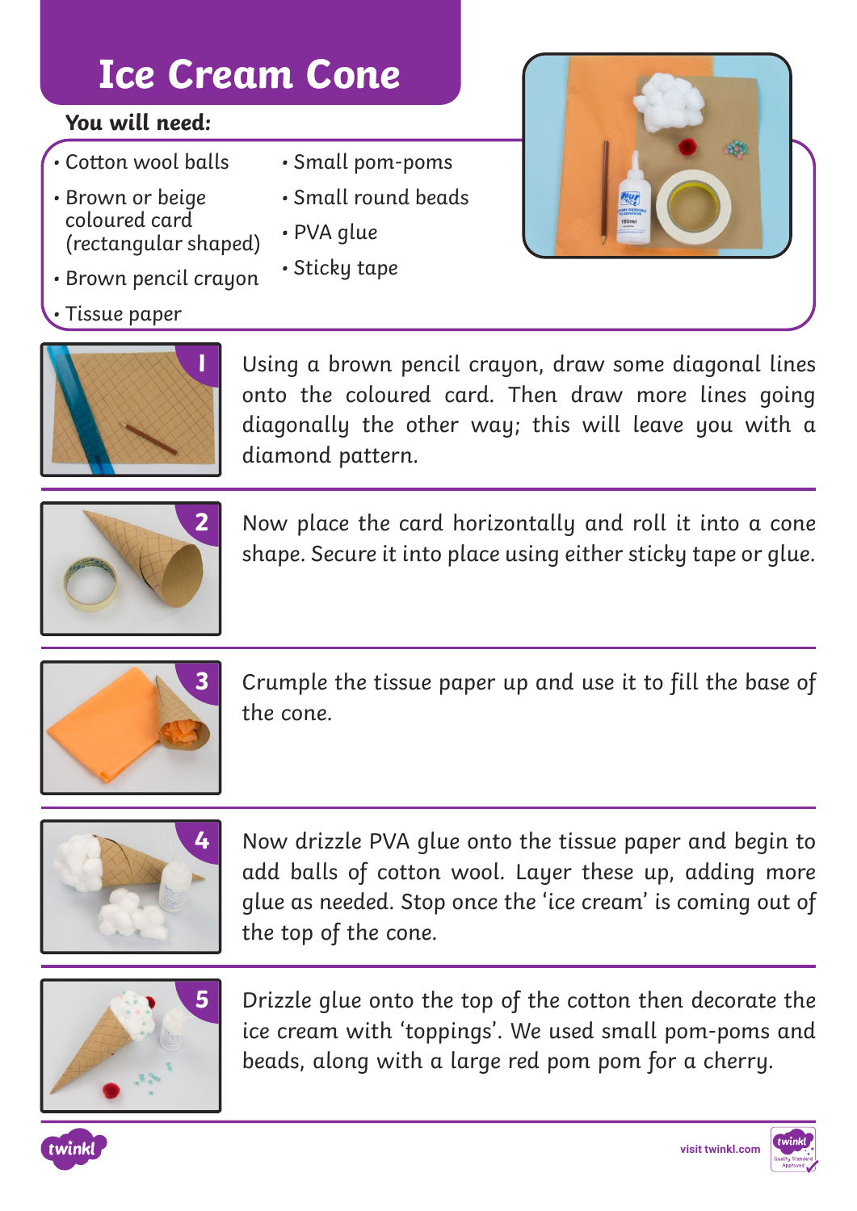# Ice Cream Cone

**You will need:**

- Cotton wool balls
- Brown or beige coloured card (rectangular shaped)
- Brown pencil crayon
- Tissue paper
- Small pom-poms
- Small round beads
- PVA glue
- Sticky tape

1. Using a brown pencil crayon, draw some diagonal lines onto the coloured card. Then draw more lines going diagonally the other way; this will leave you with a diamond pattern.

2. Now place the card horizontally and roll it into a cone shape. Secure it into place using either sticky tape or glue.

3. Crumple the tissue paper up and use it to fill the base of the cone.

4. Now drizzle PVA glue onto the tissue paper and begin to add balls of cotton wool. Layer these up, adding more glue as needed. Stop once the 'ice cream' is coming out of the top of the cone.

5. Drizzle glue onto the top of the cotton then decorate the ice cream with 'toppings'. We used small pom-poms and beads, along with a large red pom pom for a cherry.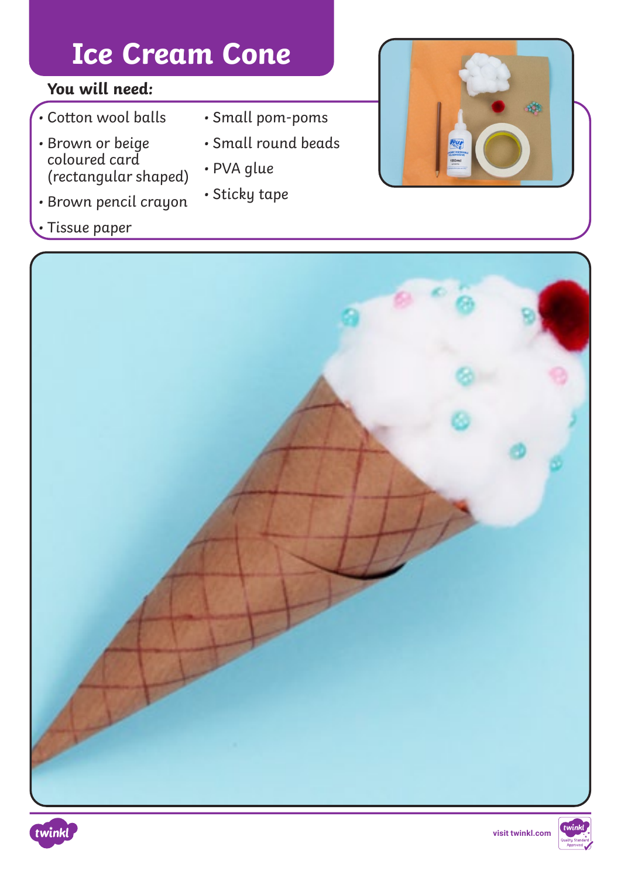# Ice Cream Cone

**You will need:**

- Cotton wool balls
- Brown or beige coloured card (rectangular shaped)
- Brown pencil crayon
- Tissue paper
- Small pom-poms
- Small round beads
- PVA glue
- Sticky tape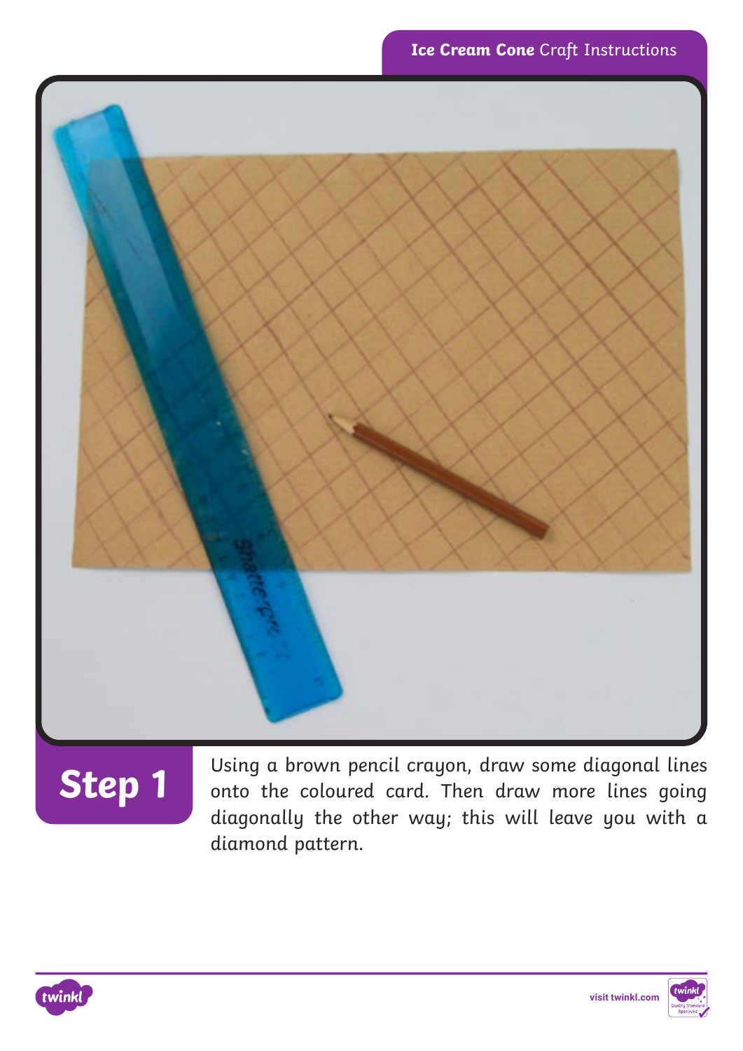## Step 1

Using a brown pencil crayon, draw some diagonal lines onto the coloured card. Then draw more lines going diagonally the other way; this will leave you with a diamond pattern.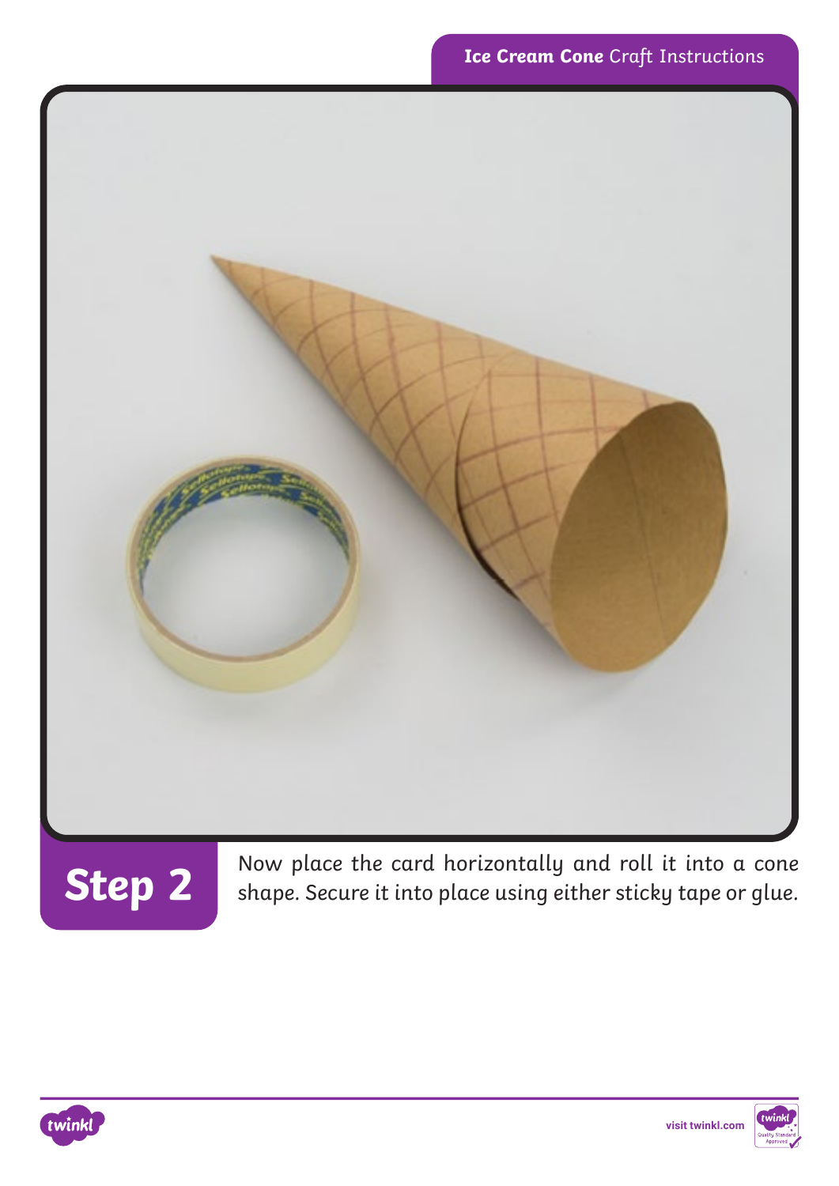## Step 2

Now place the card horizontally and roll it into a cone shape. Secure it into place using either sticky tape or glue.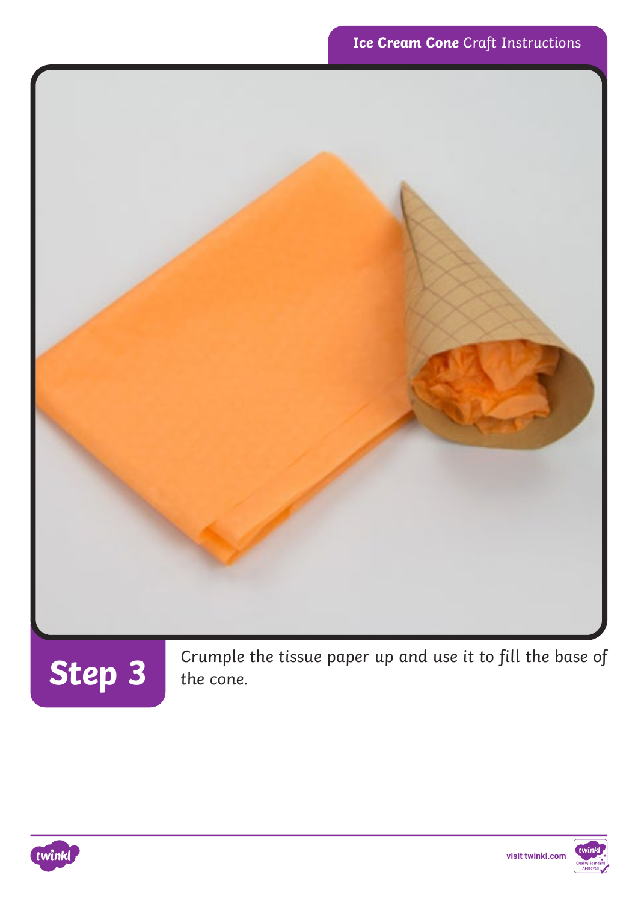## Step 3

Crumple the tissue paper up and use it to fill the base of the cone.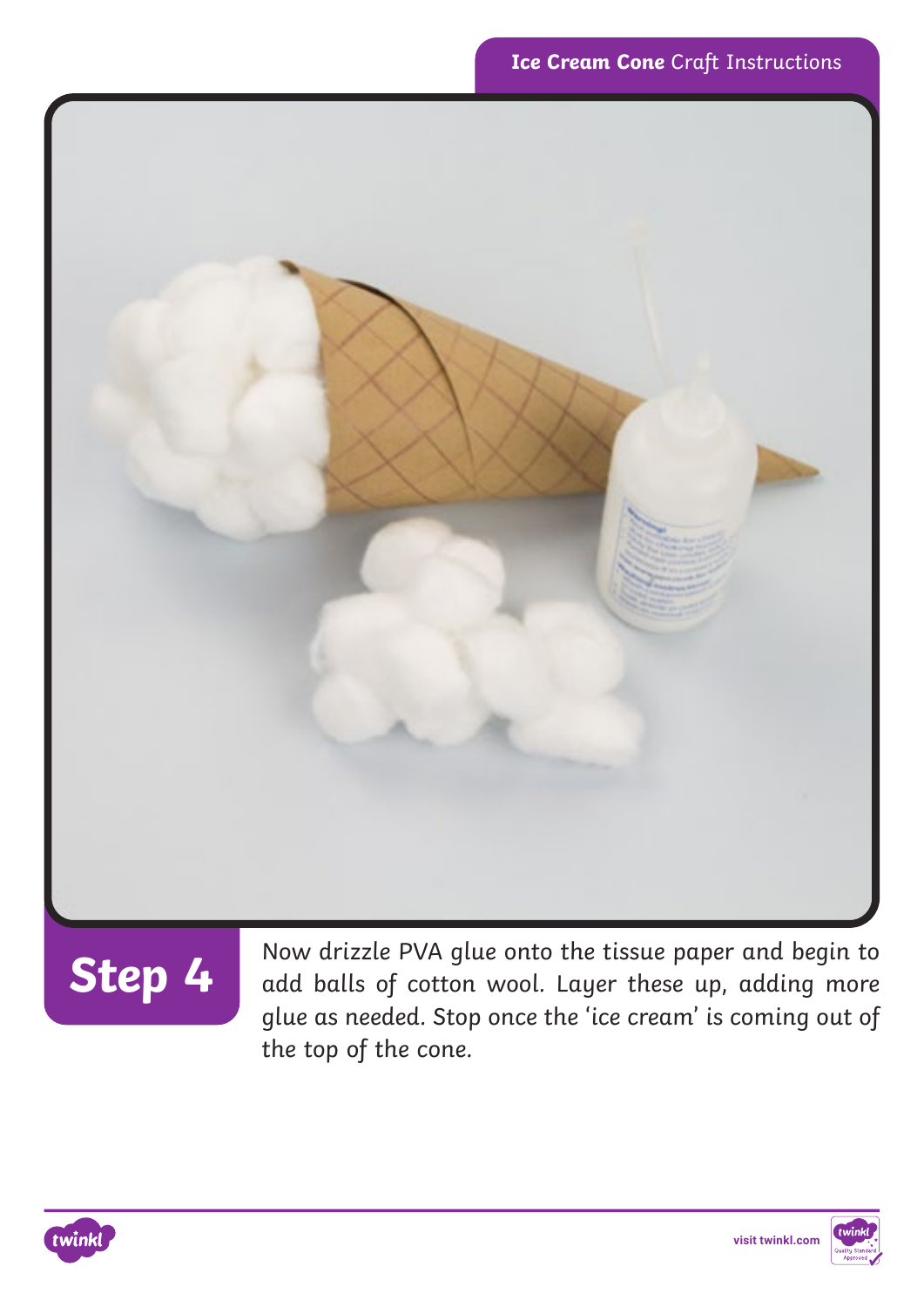## Step 4

Now drizzle PVA glue onto the tissue paper and begin to add balls of cotton wool. Layer these up, adding more glue as needed. Stop once the 'ice cream' is coming out of the top of the cone.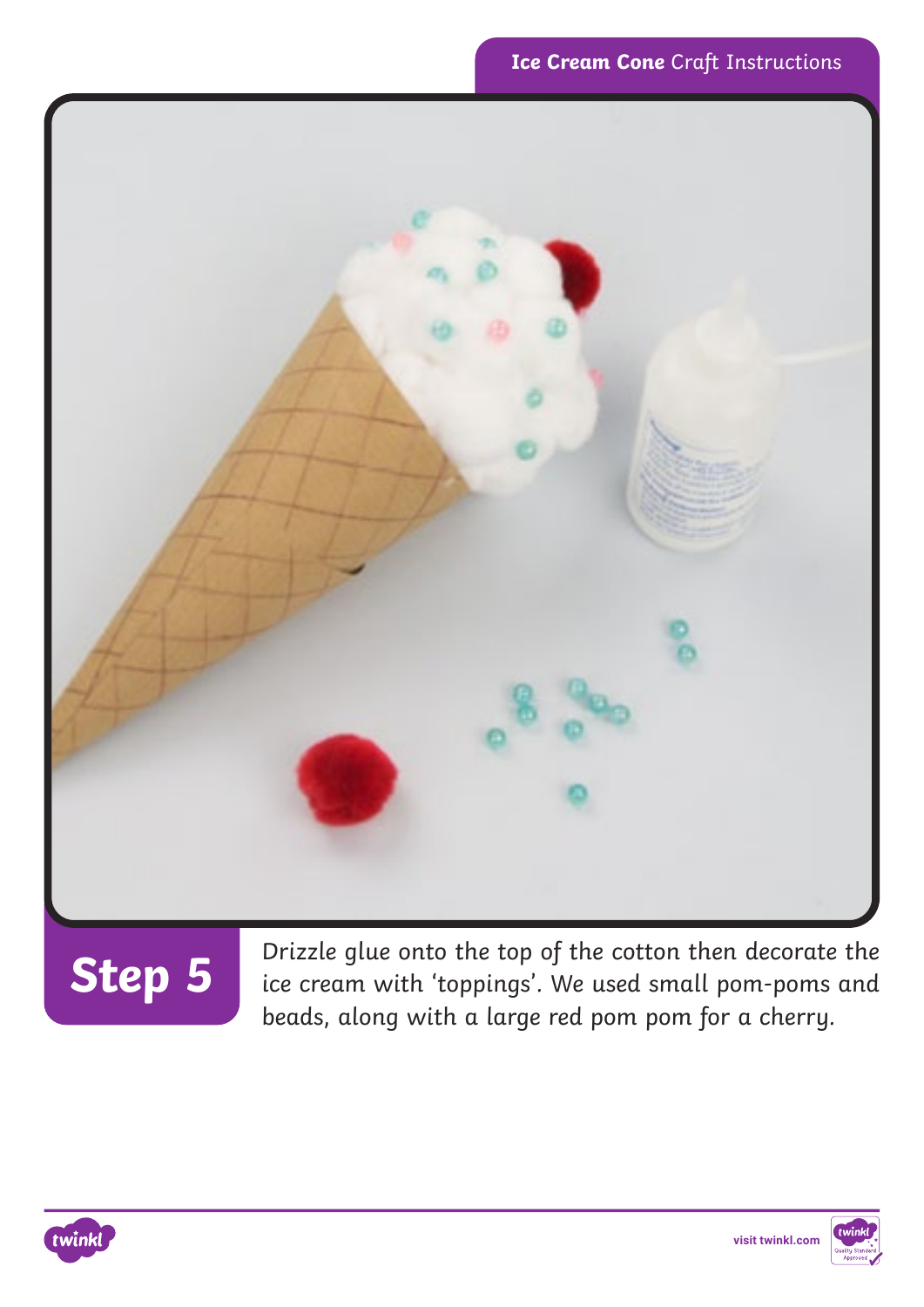## Step 5

Drizzle glue onto the top of the cotton then decorate the ice cream with 'toppings'. We used small pom-poms and beads, along with a large red pom pom for a cherry.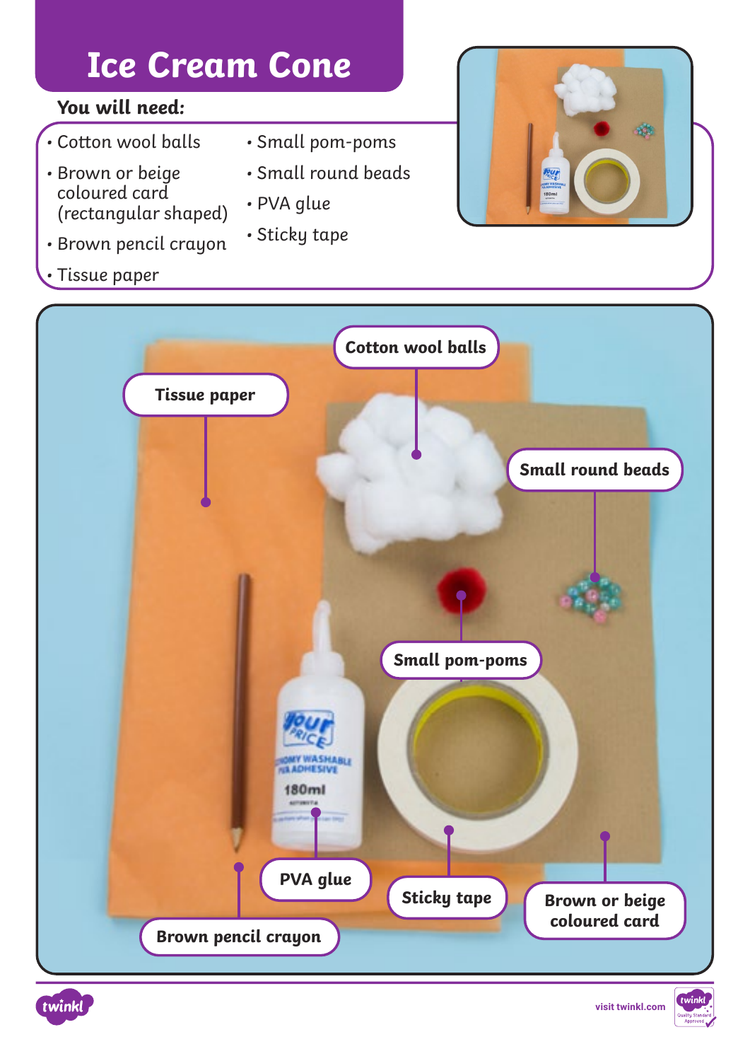# Ice Cream Cone

**You will need:**

- Cotton wool balls
- Brown or beige coloured card (rectangular shaped)
- Brown pencil crayon
- Tissue paper
- Small pom-poms
- Small round beads
- PVA glue
- Sticky tape

Cotton wool balls

Tissue paper

Small round beads

Small pom-poms

PVA glue

Sticky tape

Brown or beige coloured card

Brown pencil crayon